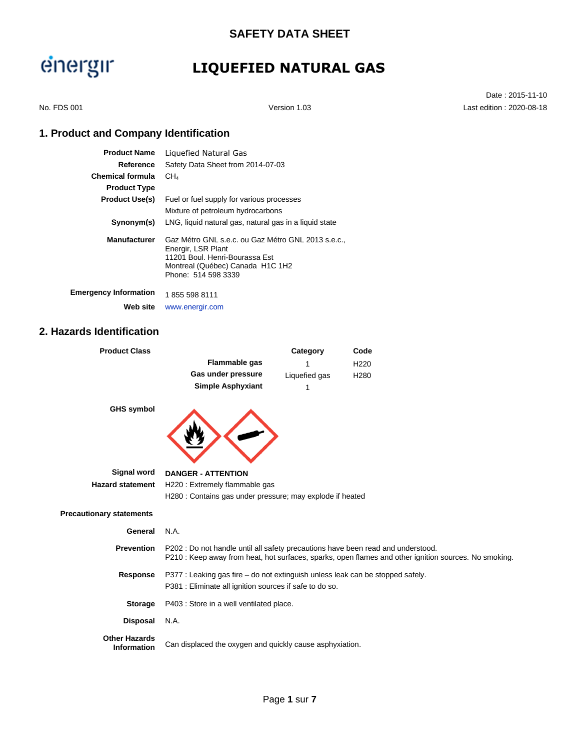# SAFETY DATA SHEET

# LIQUEFIED NATURAL GAS

No. FDS 001 | Version 1.03 | Date : 2015-11-10 | Last edition : 2020-08-18

## 1. Product and Company Identification

**Product Name** Liquefied Natural Gas

**Reference** Safety Data Sheet from 2014-07-03

**Chemical formula** $CH_4$

**Product Type**

**Product Use(s)** Fuel or fuel supply for various processes

Mixture of petroleum hydrocarbons

**Synonym(s)** LNG, liquid natural gas, natural gas in a liquid state

**Manufacturer** Gaz Métro GNL s.e.c. ou Gaz Métro GNL 2013 s.e.c., Energir, LSR Plant
11201 Boul. Henri-Bourassa Est
Montreal (Québec) Canada H1C 1H2
Phone: 514 598 3339

**Emergency Information** 1 855 598 8111

**Web site** www.energir.com

## 2. Hazards Identification

**Product Class**

| | Category | Code |
|---|---|---|
| **Flammable gas** | 1 | H220 |
| **Gas under pressure** | Liquefied gas | H280 |
| **Simple Asphyxiant** | 1 | |

**GHS symbol**

**Signal word** **DANGER - ATTENTION**

**Hazard statement** H220 : Extremely flammable gas

H280 : Contains gas under pressure; may explode if heated

**Precautionary statements**

**General** N.A.

**Prevention** P202 : Do not handle until all safety precautions have been read and understood.
P210 : Keep away from heat, hot surfaces, sparks, open flames and other ignition sources. No smoking.

**Response** P377 : Leaking gas fire – do not extinguish unless leak can be stopped safely.

P381 : Eliminate all ignition sources if safe to do so.

**Storage** P403 : Store in a well ventilated place.

**Disposal** N.A.

**Other Hazards Information** Can displaced the oxygen and quickly cause asphyxiation.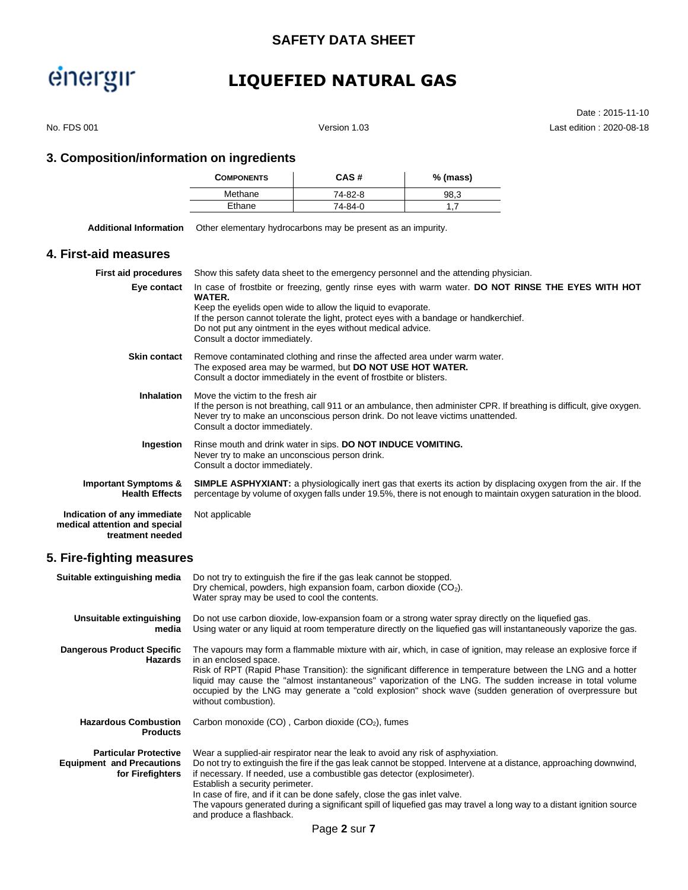## 3. Composition/information on ingredients

| Components | CAS # | % (mass) |
|---|---|---|
| Methane | 74-82-8 | 98,3 |
| Ethane | 74-84-0 | 1,7 |

**Additional Information** Other elementary hydrocarbons may be present as an impurity.

## 4. First-aid measures

**First aid procedures** Show this safety data sheet to the emergency personnel and the attending physician.

**Eye contact** In case of frostbite or freezing, gently rinse eyes with warm water. **DO NOT RINSE THE EYES WITH HOT WATER.**
Keep the eyelids open wide to allow the liquid to evaporate.
If the person cannot tolerate the light, protect eyes with a bandage or handkerchief.
Do not put any ointment in the eyes without medical advice.
Consult a doctor immediately.

**Skin contact** Remove contaminated clothing and rinse the affected area under warm water.
The exposed area may be warmed, but **DO NOT USE HOT WATER.**
Consult a doctor immediately in the event of frostbite or blisters.

**Inhalation** Move the victim to the fresh air
If the person is not breathing, call 911 or an ambulance, then administer CPR. If breathing is difficult, give oxygen.
Never try to make an unconscious person drink. Do not leave victims unattended.
Consult a doctor immediately.

**Ingestion** Rinse mouth and drink water in sips. **DO NOT INDUCE VOMITING.**
Never try to make an unconscious person drink.
Consult a doctor immediately.

**Important Symptoms & Health Effects** **SIMPLE ASPHYXIANT:** a physiologically inert gas that exerts its action by displacing oxygen from the air. If the percentage by volume of oxygen falls under 19.5%, there is not enough to maintain oxygen saturation in the blood.

**Indication of any immediate medical attention and special treatment needed** Not applicable

## 5. Fire-fighting measures

**Suitable extinguishing media** Do not try to extinguish the fire if the gas leak cannot be stopped.
Dry chemical, powders, high expansion foam, carbon dioxide ($CO_2$).
Water spray may be used to cool the contents.

**Unsuitable extinguishing media** Do not use carbon dioxide, low-expansion foam or a strong water spray directly on the liquefied gas.
Using water or any liquid at room temperature directly on the liquefied gas will instantaneously vaporize the gas.

**Dangerous Product Specific Hazards** The vapours may form a flammable mixture with air, which, in case of ignition, may release an explosive force if in an enclosed space.
Risk of RPT (Rapid Phase Transition): the significant difference in temperature between the LNG and a hotter liquid may cause the "almost instantaneous" vaporization of the LNG. The sudden increase in total volume occupied by the LNG may generate a "cold explosion" shock wave (sudden generation of overpressure but without combustion).

**Hazardous Combustion Products** Carbon monoxide (CO) , Carbon dioxide ($CO_2$), fumes

**Particular Protective Equipment and Precautions for Firefighters** Wear a supplied-air respirator near the leak to avoid any risk of asphyxiation.
Do not try to extinguish the fire if the gas leak cannot be stopped. Intervene at a distance, approaching downwind, if necessary. If needed, use a combustible gas detector (explosimeter).
Establish a security perimeter.
In case of fire, and if it can be done safely, close the gas inlet valve.
The vapours generated during a significant spill of liquefied gas may travel a long way to a distant ignition source and produce a flashback.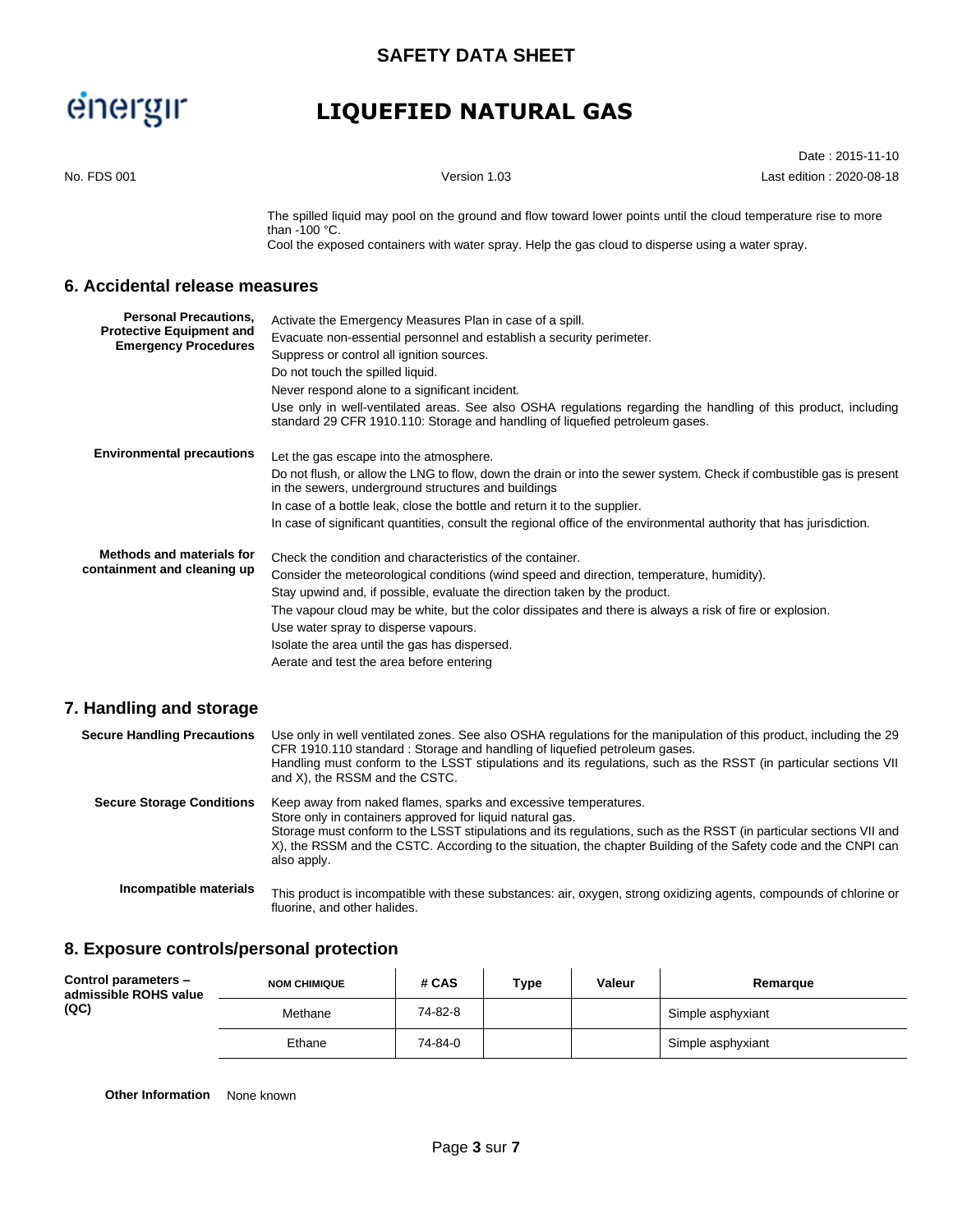The spilled liquid may pool on the ground and flow toward lower points until the cloud temperature rise to more than -100 °C.
Cool the exposed containers with water spray. Help the gas cloud to disperse using a water spray.

## 6. Accidental release measures

**Personal Precautions, Protective Equipment and Emergency Procedures**

Activate the Emergency Measures Plan in case of a spill.
Evacuate non-essential personnel and establish a security perimeter.
Suppress or control all ignition sources.
Do not touch the spilled liquid.
Never respond alone to a significant incident.
Use only in well-ventilated areas. See also OSHA regulations regarding the handling of this product, including standard 29 CFR 1910.110: Storage and handling of liquefied petroleum gases.

**Environmental precautions**

Let the gas escape into the atmosphere.
Do not flush, or allow the LNG to flow, down the drain or into the sewer system. Check if combustible gas is present in the sewers, underground structures and buildings
In case of a bottle leak, close the bottle and return it to the supplier.
In case of significant quantities, consult the regional office of the environmental authority that has jurisdiction.

**Methods and materials for containment and cleaning up**

Check the condition and characteristics of the container.
Consider the meteorological conditions (wind speed and direction, temperature, humidity).
Stay upwind and, if possible, evaluate the direction taken by the product.
The vapour cloud may be white, but the color dissipates and there is always a risk of fire or explosion.
Use water spray to disperse vapours.
Isolate the area until the gas has dispersed.
Aerate and test the area before entering

## 7. Handling and storage

**Secure Handling Precautions**

Use only in well ventilated zones. See also OSHA regulations for the manipulation of this product, including the 29 CFR 1910.110 standard : Storage and handling of liquefied petroleum gases.
Handling must conform to the LSST stipulations and its regulations, such as the RSST (in particular sections VII and X), the RSSM and the CSTC.

**Secure Storage Conditions**

Keep away from naked flames, sparks and excessive temperatures.
Store only in containers approved for liquid natural gas.
Storage must conform to the LSST stipulations and its regulations, such as the RSST (in particular sections VII and X), the RSSM and the CSTC. According to the situation, the chapter Building of the Safety code and the CNPI can also apply.

**Incompatible materials**

This product is incompatible with these substances: air, oxygen, strong oxidizing agents, compounds of chlorine or fluorine, and other halides.

## 8. Exposure controls/personal protection

**Control parameters – admissible ROHS value (QC)**

| NOM CHIMIQUE | # CAS | Type | Valeur | Remarque |
|---|---|---|---|---|
| Methane | 74-82-8 | | | Simple asphyxiant |
| Ethane | 74-84-0 | | | Simple asphyxiant |

**Other Information** None known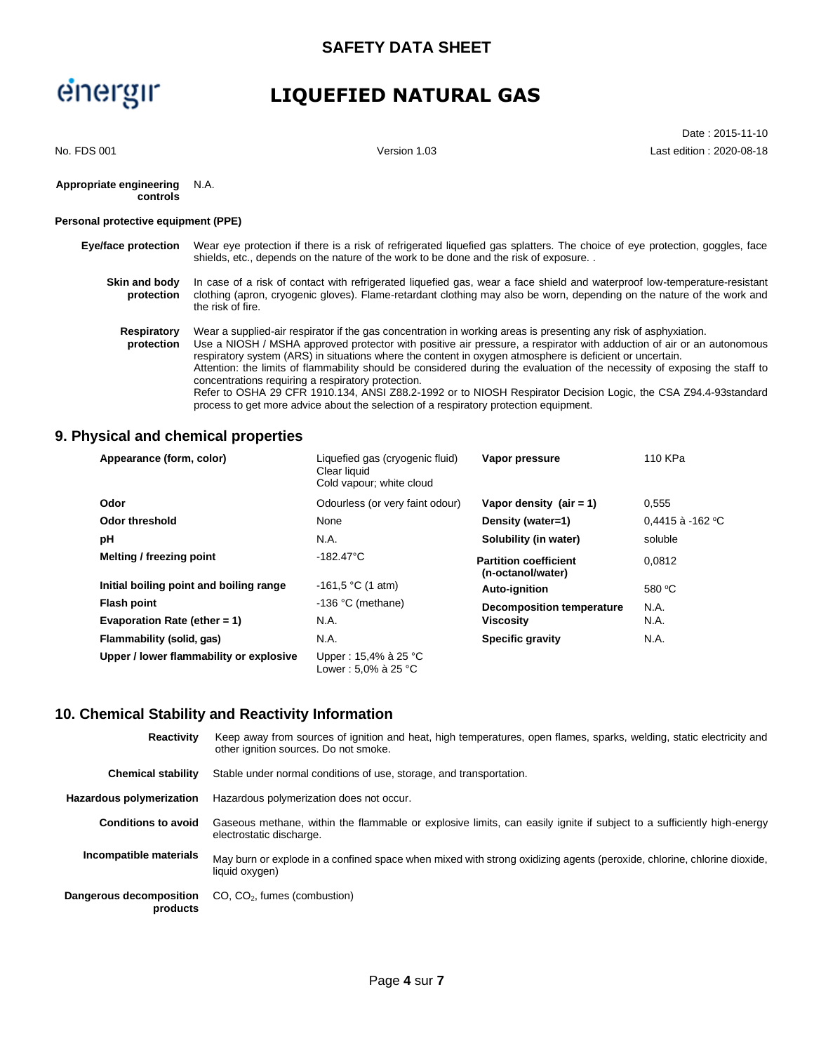**Appropriate engineering controls**: N.A.

**Personal protective equipment (PPE)**

**Eye/face protection**: Wear eye protection if there is a risk of refrigerated liquefied gas splatters. The choice of eye protection, goggles, face shields, etc., depends on the nature of the work to be done and the risk of exposure. .

**Skin and body protection**: In case of a risk of contact with refrigerated liquefied gas, wear a face shield and waterproof low-temperature-resistant clothing (apron, cryogenic gloves). Flame-retardant clothing may also be worn, depending on the nature of the work and the risk of fire.

**Respiratory protection**: Wear a supplied-air respirator if the gas concentration in working areas is presenting any risk of asphyxiation.
Use a NIOSH / MSHA approved protector with positive air pressure, a respirator with adduction of air or an autonomous respiratory system (ARS) in situations where the content in oxygen atmosphere is deficient or uncertain.
Attention: the limits of flammability should be considered during the evaluation of the necessity of exposing the staff to concentrations requiring a respiratory protection.
Refer to OSHA 29 CFR 1910.134, ANSI Z88.2-1992 or to NIOSH Respirator Decision Logic, the CSA Z94.4-93standard process to get more advice about the selection of a respiratory protection equipment.

## 9. Physical and chemical properties

| Property | Value | Property | Value |
|---|---|---|---|
| **Appearance (form, color)** | Liquefied gas (cryogenic fluid)<br>Clear liquid<br>Cold vapour; white cloud | **Vapor pressure** | 110 KPa |
| **Odor** | Odourless (or very faint odour) | **Vapor density (air = 1)** | 0,555 |
| **Odor threshold** | None | **Density (water=1)** | 0,4415 à -162 °C |
| **pH** | N.A. | **Solubility (in water)** | soluble |
| **Melting / freezing point** | -182.47°C | **Partition coefficient (n-octanol/water)** | 0,0812 |
| **Initial boiling point and boiling range** | -161,5 °C (1 atm) | **Auto-ignition** | 580 °C |
| **Flash point** | -136 °C (methane) | **Decomposition temperature** | N.A. |
| **Evaporation Rate (ether = 1)** | N.A. | **Viscosity** | N.A. |
| **Flammability (solid, gas)** | N.A. | **Specific gravity** | N.A. |
| **Upper / lower flammability or explosive** | Upper : 15,4% à 25 °C<br>Lower : 5,0% à 25 °C | | |

## 10. Chemical Stability and Reactivity Information

**Reactivity**: Keep away from sources of ignition and heat, high temperatures, open flames, sparks, welding, static electricity and other ignition sources. Do not smoke.

**Chemical stability**: Stable under normal conditions of use, storage, and transportation.

**Hazardous polymerization**: Hazardous polymerization does not occur.

**Conditions to avoid**: Gaseous methane, within the flammable or explosive limits, can easily ignite if subject to a sufficiently high-energy electrostatic discharge.

**Incompatible materials**: May burn or explode in a confined space when mixed with strong oxidizing agents (peroxide, chlorine, chlorine dioxide, liquid oxygen)

**Dangerous decomposition products**: CO, $CO_2$, fumes (combustion)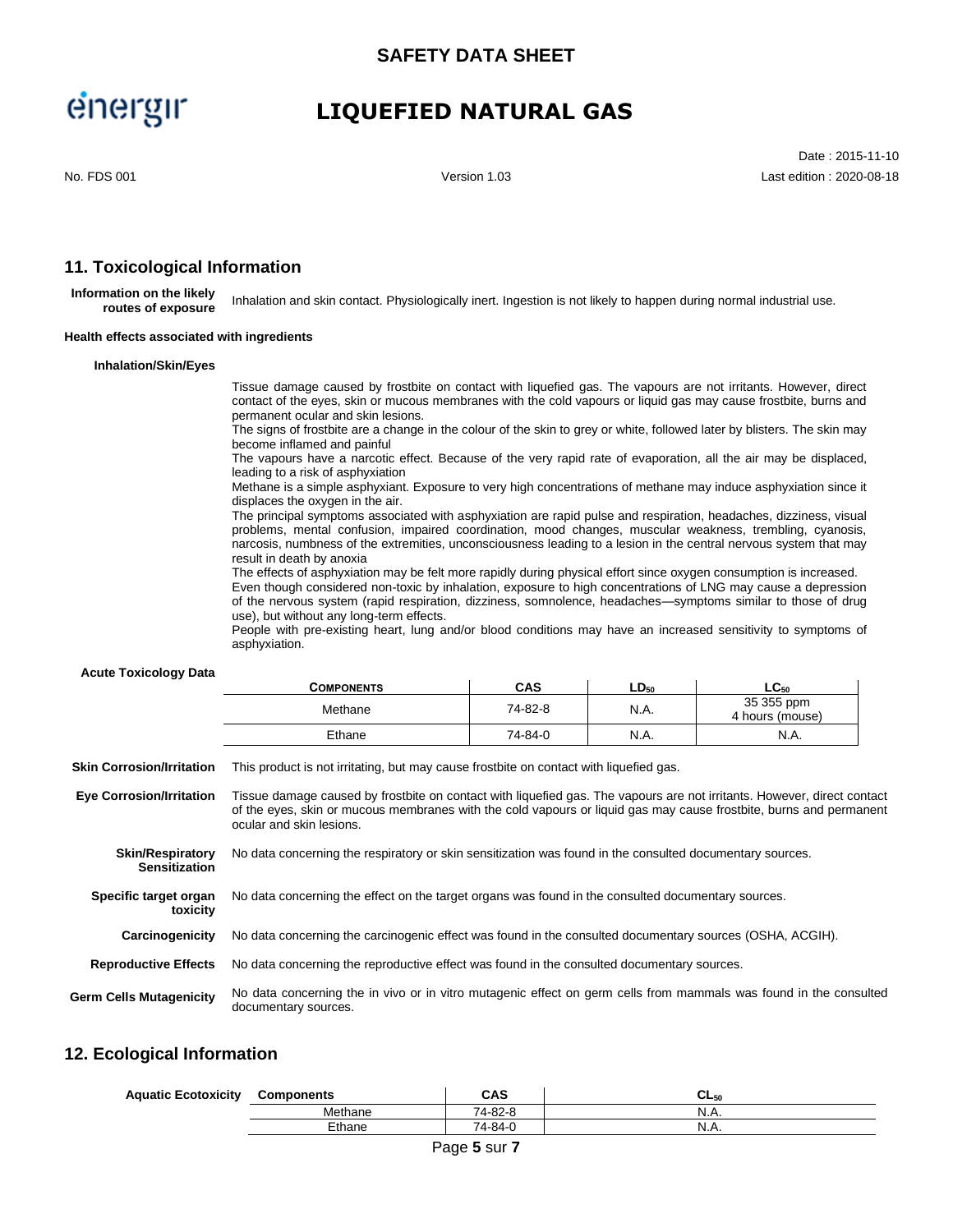## 11. Toxicological Information

**Information on the likely routes of exposure**

Inhalation and skin contact. Physiologically inert. Ingestion is not likely to happen during normal industrial use.

**Health effects associated with ingredients**

**Inhalation/Skin/Eyes**

Tissue damage caused by frostbite on contact with liquefied gas. The vapours are not irritants. However, direct contact of the eyes, skin or mucous membranes with the cold vapours or liquid gas may cause frostbite, burns and permanent ocular and skin lesions.

The signs of frostbite are a change in the colour of the skin to grey or white, followed later by blisters. The skin may become inflamed and painful

The vapours have a narcotic effect. Because of the very rapid rate of evaporation, all the air may be displaced, leading to a risk of asphyxiation

Methane is a simple asphyxiant. Exposure to very high concentrations of methane may induce asphyxiation since it displaces the oxygen in the air.

The principal symptoms associated with asphyxiation are rapid pulse and respiration, headaches, dizziness, visual problems, mental confusion, impaired coordination, mood changes, muscular weakness, trembling, cyanosis, narcosis, numbness of the extremities, unconsciousness leading to a lesion in the central nervous system that may result in death by anoxia

The effects of asphyxiation may be felt more rapidly during physical effort since oxygen consumption is increased.

Even though considered non-toxic by inhalation, exposure to high concentrations of LNG may cause a depression of the nervous system (rapid respiration, dizziness, somnolence, headaches—symptoms similar to those of drug use), but without any long-term effects.

People with pre-existing heart, lung and/or blood conditions may have an increased sensitivity to symptoms of asphyxiation.

**Acute Toxicology Data**

| Components | CAS | $LD_{50}$ | $LC_{50}$ |
|---|---|---|---|
| Methane | 74-82-8 | N.A. | 35 355 ppm 4 hours (mouse) |
| Ethane | 74-84-0 | N.A. | N.A. |

**Skin Corrosion/Irritation**

This product is not irritating, but may cause frostbite on contact with liquefied gas.

**Eye Corrosion/Irritation**

Tissue damage caused by frostbite on contact with liquefied gas. The vapours are not irritants. However, direct contact of the eyes, skin or mucous membranes with the cold vapours or liquid gas may cause frostbite, burns and permanent ocular and skin lesions.

**Skin/Respiratory Sensitization**

No data concerning the respiratory or skin sensitization was found in the consulted documentary sources.

**Specific target organ toxicity**

No data concerning the effect on the target organs was found in the consulted documentary sources.

**Carcinogenicity**

No data concerning the carcinogenic effect was found in the consulted documentary sources (OSHA, ACGIH).

**Reproductive Effects**

No data concerning the reproductive effect was found in the consulted documentary sources.

**Germ Cells Mutagenicity**

No data concerning the in vivo or in vitro mutagenic effect on germ cells from mammals was found in the consulted documentary sources.

## 12. Ecological Information

**Aquatic Ecotoxicity**

| Components | CAS | $CL_{50}$ |
|---|---|---|
| Methane | 74-82-8 | N.A. |
| Ethane | 74-84-0 | N.A. |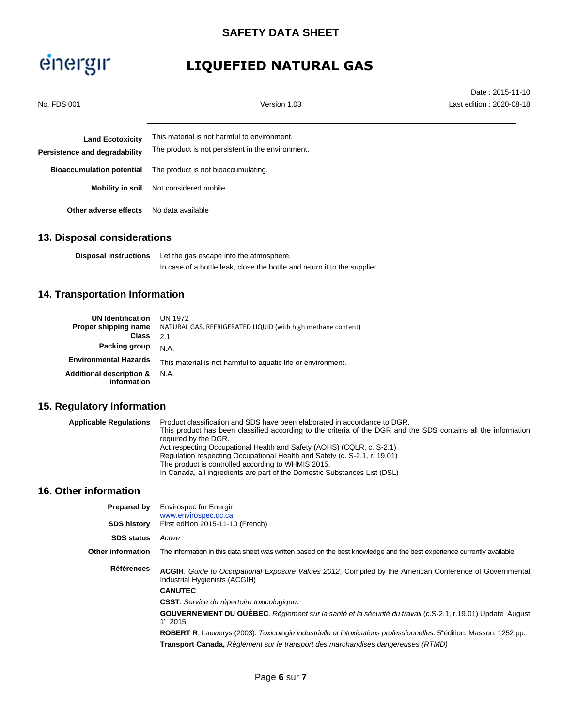| | |
|---|---|
| **Land Ecotoxicity** | This material is not harmful to environment. |
| **Persistence and degradability** | The product is not persistent in the environment. |
| **Bioaccumulation potential** | The product is not bioaccumulating. |
| **Mobility in soil** | Not considered mobile. |
| **Other adverse effects** | No data available |

## 13. Disposal considerations

| | |
|---|---|
| **Disposal instructions** | Let the gas escape into the atmosphere.<br>In case of a bottle leak, close the bottle and return it to the supplier. |

## 14. Transportation Information

| | |
|---|---|
| **UN Identification** | UN 1972 |
| **Proper shipping name** | NATURAL GAS, REFRIGERATED LIQUID (with high methane content) |
| **Class** | 2.1 |
| **Packing group** | N.A. |
| **Environmental Hazards** | This material is not harmful to aquatic life or environment. |
| **Additional description & information** | N.A. |

## 15. Regulatory Information

| | |
|---|---|
| **Applicable Regulations** | Product classification and SDS have been elaborated in accordance to DGR.<br>This product has been classified according to the criteria of the DGR and the SDS contains all the information required by the DGR.<br>Act respecting Occupational Health and Safety (AOHS) (CQLR, c. S-2.1)<br>Regulation respecting Occupational Health and Safety (c. S-2.1, r. 19.01)<br>The product is controlled according to WHMIS 2015.<br>In Canada, all ingredients are part of the Domestic Substances List (DSL) |

## 16. Other information

| | |
|---|---|
| **Prepared by** | Envirospec for Energir<br>www.envirospec.qc.ca |
| **SDS history** | First edition 2015-11-10 (French) |
| **SDS status** | *Active* |
| **Other information** | The information in this data sheet was written based on the best knowledge and the best experience currently available. |

**Références**

**ACGIH**. *Guide to Occupational Exposure Values 2012*, Compiled by the American Conference of Governmental Industrial Hygienists (ACGIH)

**CANUTEC**

**CSST**. *Service du répertoire toxicologique*.

**GOUVERNEMENT DU QUÉBEC**. *Règlement sur la santé et la sécurité du travail* (c.S-2.1, r.19.01) Update August 1st 2015

**ROBERT R**, Lauwerys (2003). *Toxicologie industrielle et intoxications professionnelles*. 5eédition. Masson, 1252 pp.

**Transport Canada,** *Règlement sur le transport des marchandises dangereuses (RTMD)*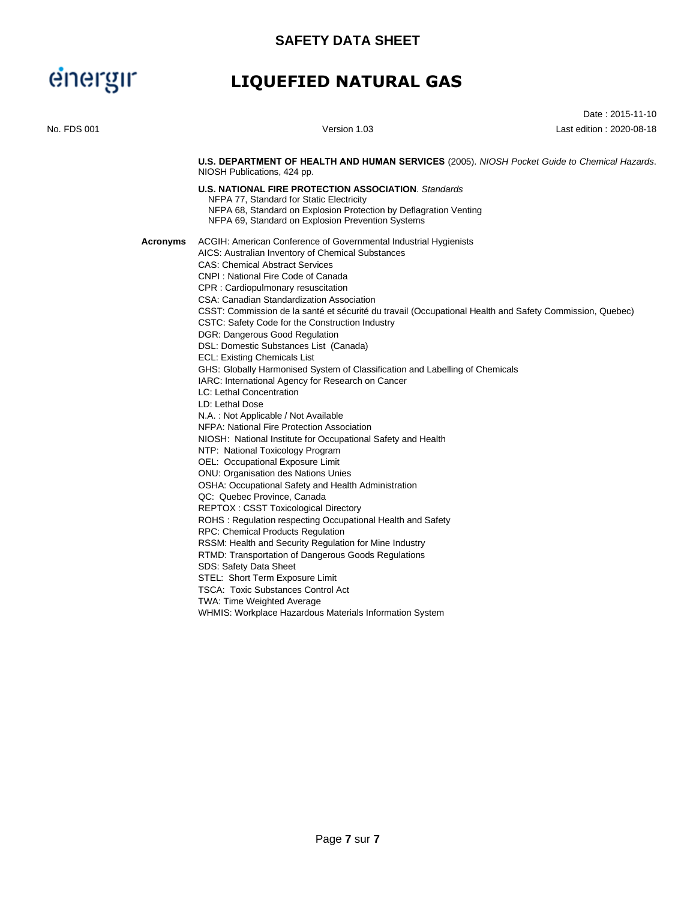**U.S. DEPARTMENT OF HEALTH AND HUMAN SERVICES** (2005). *NIOSH Pocket Guide to Chemical Hazards*. NIOSH Publications, 424 pp.

**U.S. NATIONAL FIRE PROTECTION ASSOCIATION**. *Standards*
- NFPA 77, Standard for Static Electricity
- NFPA 68, Standard on Explosion Protection by Deflagration Venting
- NFPA 69, Standard on Explosion Prevention Systems

**Acronyms**

ACGIH: American Conference of Governmental Industrial Hygienists
AICS: Australian Inventory of Chemical Substances
CAS: Chemical Abstract Services
CNPI : National Fire Code of Canada
CPR : Cardiopulmonary resuscitation
CSA: Canadian Standardization Association
CSST: Commission de la santé et sécurité du travail (Occupational Health and Safety Commission, Quebec)
CSTC: Safety Code for the Construction Industry
DGR: Dangerous Good Regulation
DSL: Domestic Substances List (Canada)
ECL: Existing Chemicals List
GHS: Globally Harmonised System of Classification and Labelling of Chemicals
IARC: International Agency for Research on Cancer
LC: Lethal Concentration
LD: Lethal Dose
N.A. : Not Applicable / Not Available
NFPA: National Fire Protection Association
NIOSH: National Institute for Occupational Safety and Health
NTP: National Toxicology Program
OEL: Occupational Exposure Limit
ONU: Organisation des Nations Unies
OSHA: Occupational Safety and Health Administration
QC: Quebec Province, Canada
REPTOX : CSST Toxicological Directory
ROHS : Regulation respecting Occupational Health and Safety
RPC: Chemical Products Regulation
RSSM: Health and Security Regulation for Mine Industry
RTMD: Transportation of Dangerous Goods Regulations
SDS: Safety Data Sheet
STEL: Short Term Exposure Limit
TSCA: Toxic Substances Control Act
TWA: Time Weighted Average
WHMIS: Workplace Hazardous Materials Information System